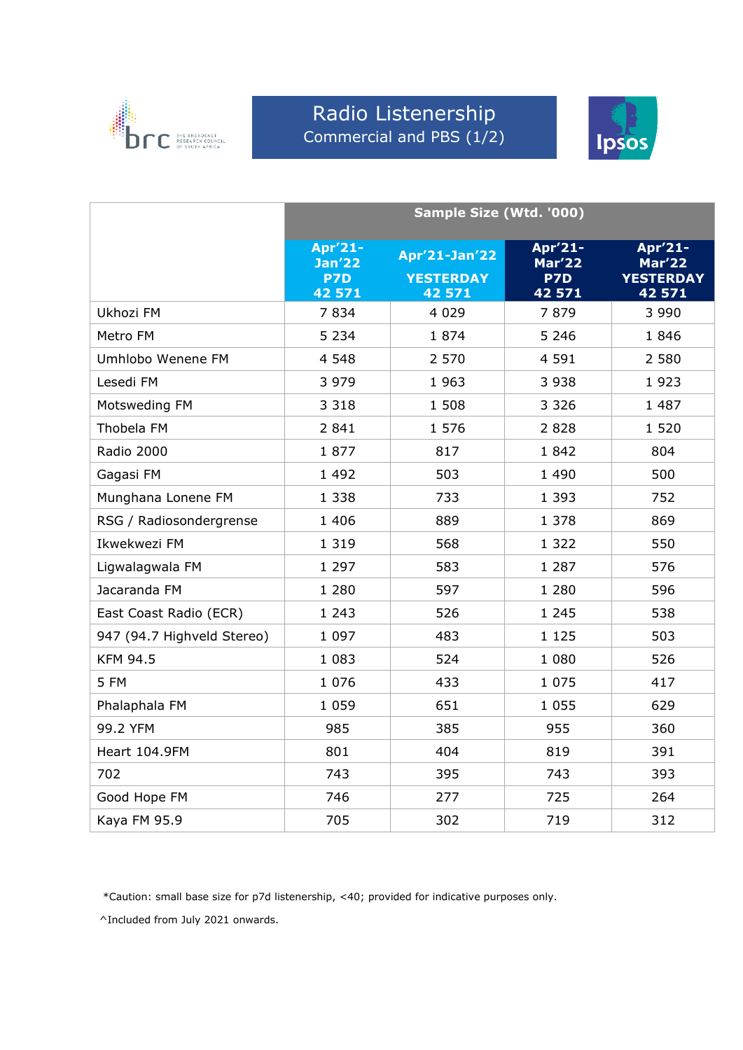# Radio Listenership

## Commercial and PBS (1/2)

| | Sample Size (Wtd. '000) | | | |
|---|---|---|---|---|
| | Apr'21-Jan'22 P7D 42 571 | Apr'21-Jan'22 YESTERDAY 42 571 | Apr'21-Mar'22 P7D 42 571 | Apr'21-Mar'22 YESTERDAY 42 571 |
| Ukhozi FM | 7 834 | 4 029 | 7 879 | 3 990 |
| Metro FM | 5 234 | 1 874 | 5 246 | 1 846 |
| Umhlobo Wenene FM | 4 548 | 2 570 | 4 591 | 2 580 |
| Lesedi FM | 3 979 | 1 963 | 3 938 | 1 923 |
| Motsweding FM | 3 318 | 1 508 | 3 326 | 1 487 |
| Thobela FM | 2 841 | 1 576 | 2 828 | 1 520 |
| Radio 2000 | 1 877 | 817 | 1 842 | 804 |
| Gagasi FM | 1 492 | 503 | 1 490 | 500 |
| Munghana Lonene FM | 1 338 | 733 | 1 393 | 752 |
| RSG / Radiosondergrense | 1 406 | 889 | 1 378 | 869 |
| Ikwekwezi FM | 1 319 | 568 | 1 322 | 550 |
| Ligwalagwala FM | 1 297 | 583 | 1 287 | 576 |
| Jacaranda FM | 1 280 | 597 | 1 280 | 596 |
| East Coast Radio (ECR) | 1 243 | 526 | 1 245 | 538 |
| 947 (94.7 Highveld Stereo) | 1 097 | 483 | 1 125 | 503 |
| KFM 94.5 | 1 083 | 524 | 1 080 | 526 |
| 5 FM | 1 076 | 433 | 1 075 | 417 |
| Phalaphala FM | 1 059 | 651 | 1 055 | 629 |
| 99.2 YFM | 985 | 385 | 955 | 360 |
| Heart 104.9FM | 801 | 404 | 819 | 391 |
| 702 | 743 | 395 | 743 | 393 |
| Good Hope FM | 746 | 277 | 725 | 264 |
| Kaya FM 95.9 | 705 | 302 | 719 | 312 |

*Caution: small base size for p7d listenership, <40; provided for indicative purposes only.

^Included from July 2021 onwards.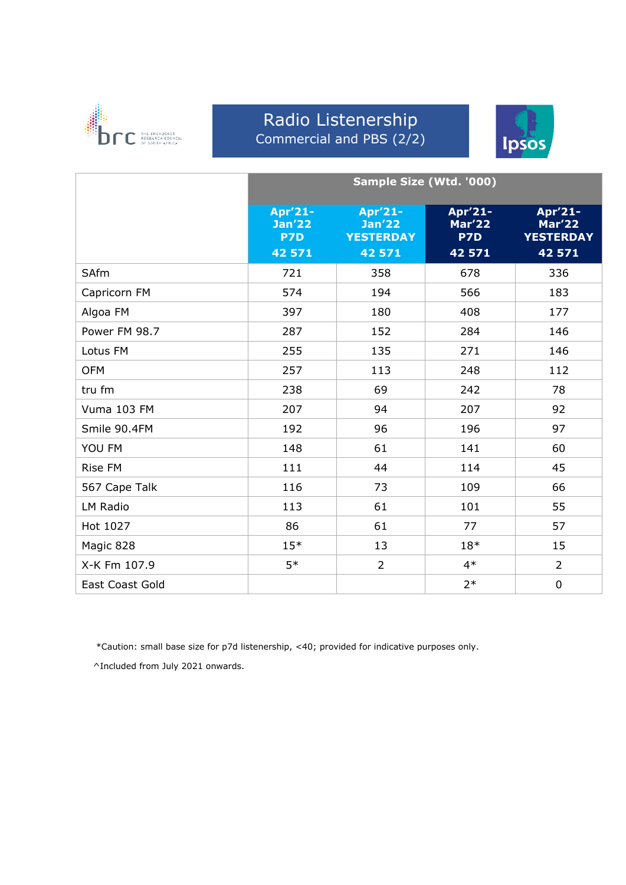# Radio Listenership

## Commercial and PBS (2/2)

| | Sample Size (Wtd. '000) | | | |
|---|---|---|---|---|
| | Apr'21-Jan'22 P7D 42 571 | Apr'21-Jan'22 YESTERDAY 42 571 | Apr'21-Mar'22 P7D 42 571 | Apr'21-Mar'22 YESTERDAY 42 571 |
| SAfm | 721 | 358 | 678 | 336 |
| Capricorn FM | 574 | 194 | 566 | 183 |
| Algoa FM | 397 | 180 | 408 | 177 |
| Power FM 98.7 | 287 | 152 | 284 | 146 |
| Lotus FM | 255 | 135 | 271 | 146 |
| OFM | 257 | 113 | 248 | 112 |
| tru fm | 238 | 69 | 242 | 78 |
| Vuma 103 FM | 207 | 94 | 207 | 92 |
| Smile 90.4FM | 192 | 96 | 196 | 97 |
| YOU FM | 148 | 61 | 141 | 60 |
| Rise FM | 111 | 44 | 114 | 45 |
| 567 Cape Talk | 116 | 73 | 109 | 66 |
| LM Radio | 113 | 61 | 101 | 55 |
| Hot 1027 | 86 | 61 | 77 | 57 |
| Magic 828 | 15* | 13 | 18* | 15 |
| X-K Fm 107.9 | 5* | 2 | 4* | 2 |
| East Coast Gold | | | 2* | 0 |

*Caution: small base size for p7d listenership, <40; provided for indicative purposes only.

^Included from July 2021 onwards.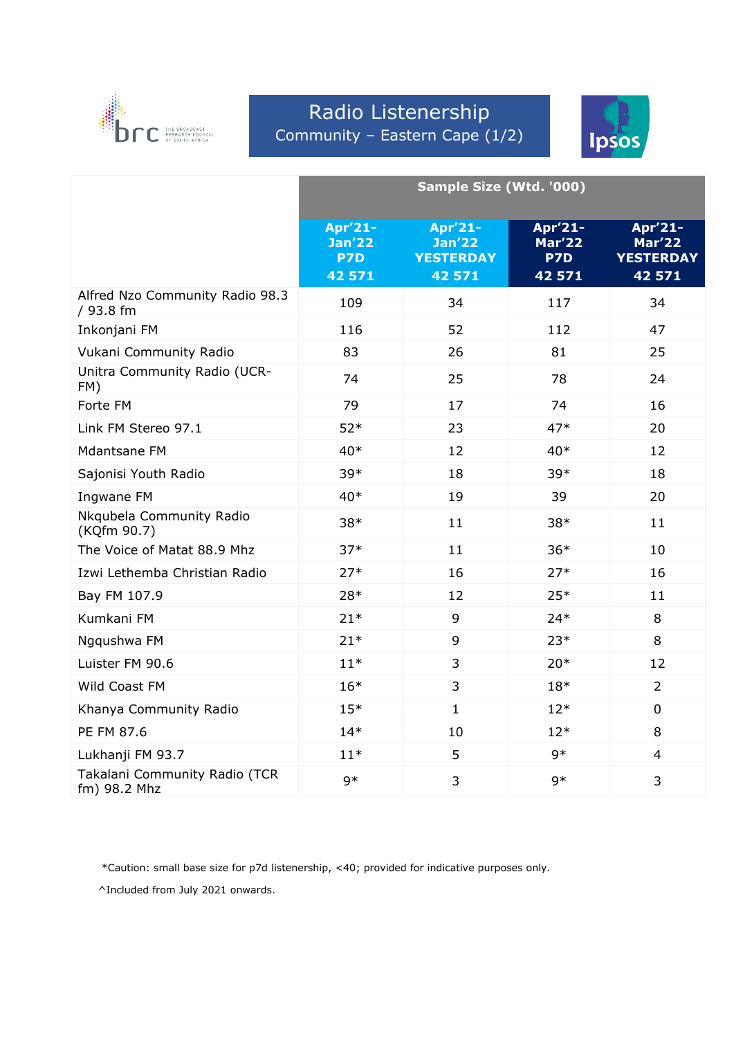# Radio Listenership

## Community – Eastern Cape (1/2)

| | Sample Size (Wtd. '000) | | | |
|---|---|---|---|---|
| | Apr'21-Jan'22 P7D 42 571 | Apr'21-Jan'22 YESTERDAY 42 571 | Apr'21-Mar'22 P7D 42 571 | Apr'21-Mar'22 YESTERDAY 42 571 |
| Alfred Nzo Community Radio 98.3 / 93.8 fm | 109 | 34 | 117 | 34 |
| Inkonjani FM | 116 | 52 | 112 | 47 |
| Vukani Community Radio | 83 | 26 | 81 | 25 |
| Unitra Community Radio (UCR-FM) | 74 | 25 | 78 | 24 |
| Forte FM | 79 | 17 | 74 | 16 |
| Link FM Stereo 97.1 | 52* | 23 | 47* | 20 |
| Mdantsane FM | 40* | 12 | 40* | 12 |
| Sajonisi Youth Radio | 39* | 18 | 39* | 18 |
| Ingwane FM | 40* | 19 | 39 | 20 |
| Nkqubela Community Radio (KQfm 90.7) | 38* | 11 | 38* | 11 |
| The Voice of Matat 88.9 Mhz | 37* | 11 | 36* | 10 |
| Izwi Lethemba Christian Radio | 27* | 16 | 27* | 16 |
| Bay FM 107.9 | 28* | 12 | 25* | 11 |
| Kumkani FM | 21* | 9 | 24* | 8 |
| Ngqushwa FM | 21* | 9 | 23* | 8 |
| Luister FM 90.6 | 11* | 3 | 20* | 12 |
| Wild Coast FM | 16* | 3 | 18* | 2 |
| Khanya Community Radio | 15* | 1 | 12* | 0 |
| PE FM 87.6 | 14* | 10 | 12* | 8 |
| Lukhanji FM 93.7 | 11* | 5 | 9* | 4 |
| Takalani Community Radio (TCR fm) 98.2 Mhz | 9* | 3 | 9* | 3 |

*Caution: small base size for p7d listenership, <40; provided for indicative purposes only.

^Included from July 2021 onwards.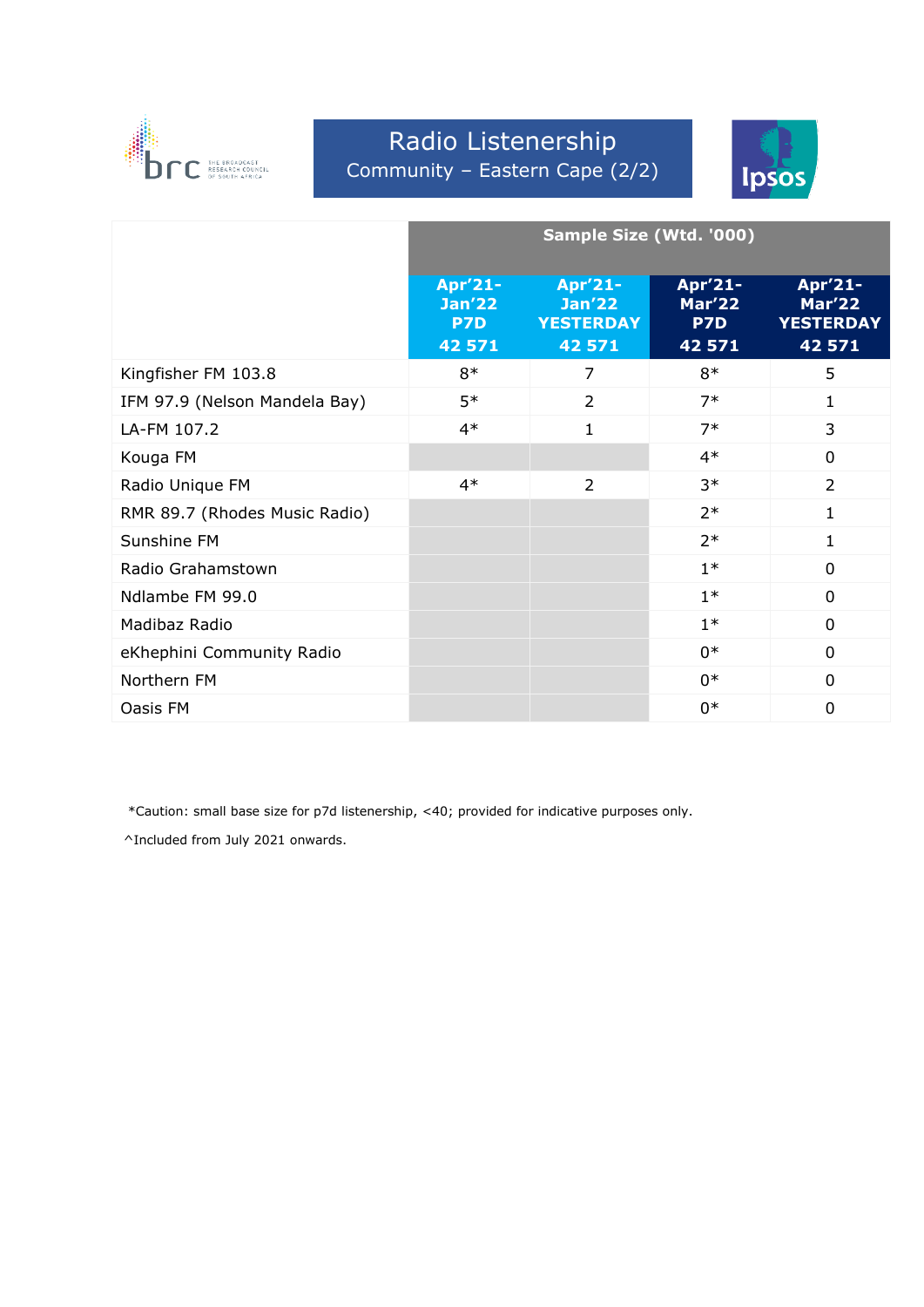# Radio Listenership

## Community – Eastern Cape (2/2)

| | Sample Size (Wtd. '000) | | | |
|---|---|---|---|---|
| | Apr'21-Jan'22 P7D 42 571 | Apr'21-Jan'22 YESTERDAY 42 571 | Apr'21-Mar'22 P7D 42 571 | Apr'21-Mar'22 YESTERDAY 42 571 |
| Kingfisher FM 103.8 | 8* | 7 | 8* | 5 |
| IFM 97.9 (Nelson Mandela Bay) | 5* | 2 | 7* | 1 |
| LA-FM 107.2 | 4* | 1 | 7* | 3 |
| Kouga FM | | | 4* | 0 |
| Radio Unique FM | 4* | 2 | 3* | 2 |
| RMR 89.7 (Rhodes Music Radio) | | | 2* | 1 |
| Sunshine FM | | | 2* | 1 |
| Radio Grahamstown | | | 1* | 0 |
| Ndlambe FM 99.0 | | | 1* | 0 |
| Madibaz Radio | | | 1* | 0 |
| eKhephini Community Radio | | | 0* | 0 |
| Northern FM | | | 0* | 0 |
| Oasis FM | | | 0* | 0 |

*Caution: small base size for p7d listenership, <40; provided for indicative purposes only.

^Included from July 2021 onwards.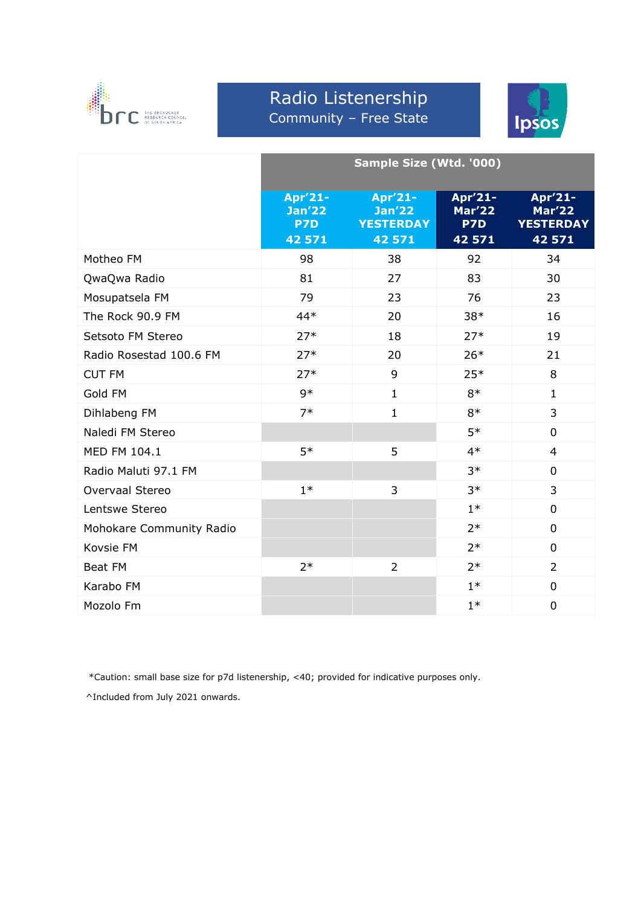# Radio Listenership

## Community – Free State

| | Sample Size (Wtd. '000) | | | |
|---|---|---|---|---|
| | Apr'21-Jan'22 P7D 42 571 | Apr'21-Jan'22 YESTERDAY 42 571 | Apr'21-Mar'22 P7D 42 571 | Apr'21-Mar'22 YESTERDAY 42 571 |
| Motheo FM | 98 | 38 | 92 | 34 |
| QwaQwa Radio | 81 | 27 | 83 | 30 |
| Mosupatsela FM | 79 | 23 | 76 | 23 |
| The Rock 90.9 FM | 44* | 20 | 38* | 16 |
| Setsoto FM Stereo | 27* | 18 | 27* | 19 |
| Radio Rosestad 100.6 FM | 27* | 20 | 26* | 21 |
| CUT FM | 27* | 9 | 25* | 8 |
| Gold FM | 9* | 1 | 8* | 1 |
| Dihlabeng FM | 7* | 1 | 8* | 3 |
| Naledi FM Stereo | | | 5* | 0 |
| MED FM 104.1 | 5* | 5 | 4* | 4 |
| Radio Maluti 97.1 FM | | | 3* | 0 |
| Overvaal Stereo | 1* | 3 | 3* | 3 |
| Lentswe Stereo | | | 1* | 0 |
| Mohokare Community Radio | | | 2* | 0 |
| Kovsie FM | | | 2* | 0 |
| Beat FM | 2* | 2 | 2* | 2 |
| Karabo FM | | | 1* | 0 |
| Mozolo Fm | | | 1* | 0 |

*Caution: small base size for p7d listenership, <40; provided for indicative purposes only.

^Included from July 2021 onwards.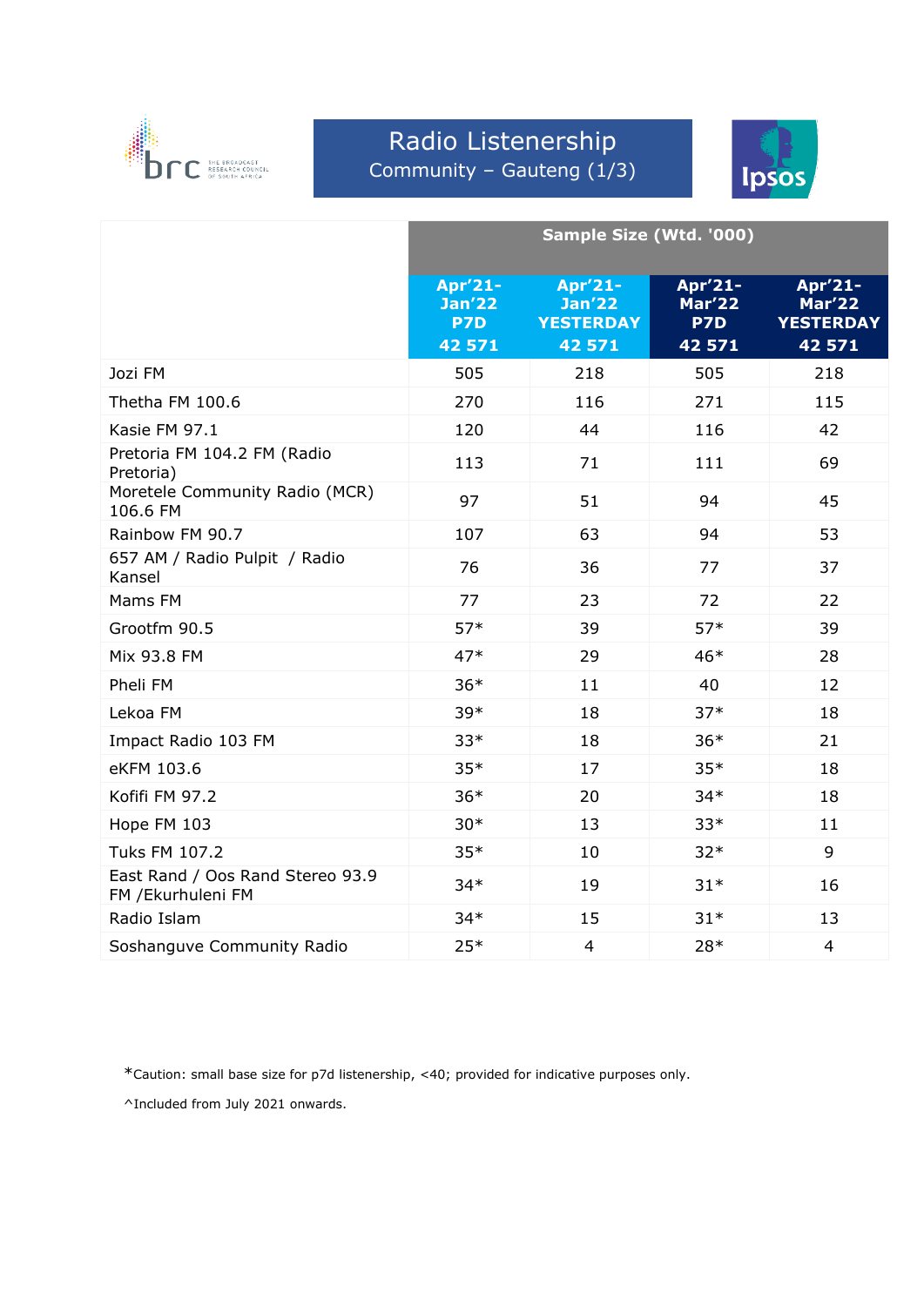# Radio Listenership

Community – Gauteng (1/3)

| | Sample Size (Wtd. '000) | | | |
|---|---|---|---|---|
| | Apr'21-Jan'22 P7D 42 571 | Apr'21-Jan'22 YESTERDAY 42 571 | Apr'21-Mar'22 P7D 42 571 | Apr'21-Mar'22 YESTERDAY 42 571 |
| Jozi FM | 505 | 218 | 505 | 218 |
| Thetha FM 100.6 | 270 | 116 | 271 | 115 |
| Kasie FM 97.1 | 120 | 44 | 116 | 42 |
| Pretoria FM 104.2 FM (Radio Pretoria) | 113 | 71 | 111 | 69 |
| Moretele Community Radio (MCR) 106.6 FM | 97 | 51 | 94 | 45 |
| Rainbow FM 90.7 | 107 | 63 | 94 | 53 |
| 657 AM / Radio Pulpit / Radio Kansel | 76 | 36 | 77 | 37 |
| Mams FM | 77 | 23 | 72 | 22 |
| Grootfm 90.5 | 57* | 39 | 57* | 39 |
| Mix 93.8 FM | 47* | 29 | 46* | 28 |
| Pheli FM | 36* | 11 | 40 | 12 |
| Lekoa FM | 39* | 18 | 37* | 18 |
| Impact Radio 103 FM | 33* | 18 | 36* | 21 |
| eKFM 103.6 | 35* | 17 | 35* | 18 |
| Kofifi FM 97.2 | 36* | 20 | 34* | 18 |
| Hope FM 103 | 30* | 13 | 33* | 11 |
| Tuks FM 107.2 | 35* | 10 | 32* | 9 |
| East Rand / Oos Rand Stereo 93.9 FM /Ekurhuleni FM | 34* | 19 | 31* | 16 |
| Radio Islam | 34* | 15 | 31* | 13 |
| Soshanguve Community Radio | 25* | 4 | 28* | 4 |

*Caution: small base size for p7d listenership, <40; provided for indicative purposes only.

^Included from July 2021 onwards.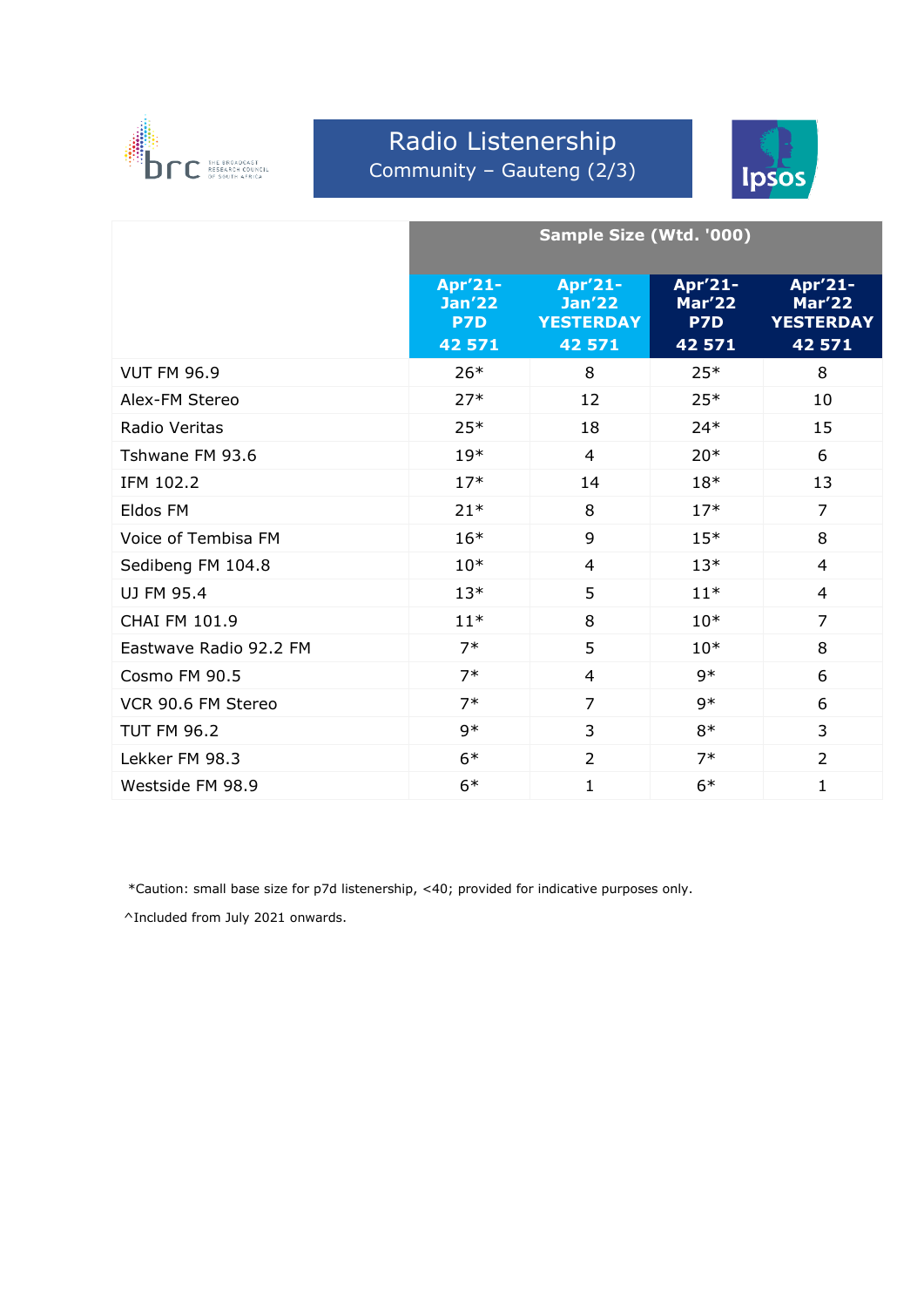# Radio Listenership

## Community – Gauteng (2/3)

| | Sample Size (Wtd. '000) | | | |
|---|---|---|---|---|
| | **Apr'21-Jan'22 P7D 42 571** | **Apr'21-Jan'22 YESTERDAY 42 571** | **Apr'21-Mar'22 P7D 42 571** | **Apr'21-Mar'22 YESTERDAY 42 571** |
| VUT FM 96.9 | 26* | 8 | 25* | 8 |
| Alex-FM Stereo | 27* | 12 | 25* | 10 |
| Radio Veritas | 25* | 18 | 24* | 15 |
| Tshwane FM 93.6 | 19* | 4 | 20* | 6 |
| IFM 102.2 | 17* | 14 | 18* | 13 |
| Eldos FM | 21* | 8 | 17* | 7 |
| Voice of Tembisa FM | 16* | 9 | 15* | 8 |
| Sedibeng FM 104.8 | 10* | 4 | 13* | 4 |
| UJ FM 95.4 | 13* | 5 | 11* | 4 |
| CHAI FM 101.9 | 11* | 8 | 10* | 7 |
| Eastwave Radio 92.2 FM | 7* | 5 | 10* | 8 |
| Cosmo FM 90.5 | 7* | 4 | 9* | 6 |
| VCR 90.6 FM Stereo | 7* | 7 | 9* | 6 |
| TUT FM 96.2 | 9* | 3 | 8* | 3 |
| Lekker FM 98.3 | 6* | 2 | 7* | 2 |
| Westside FM 98.9 | 6* | 1 | 6* | 1 |

*Caution: small base size for p7d listenership, <40; provided for indicative purposes only.

^Included from July 2021 onwards.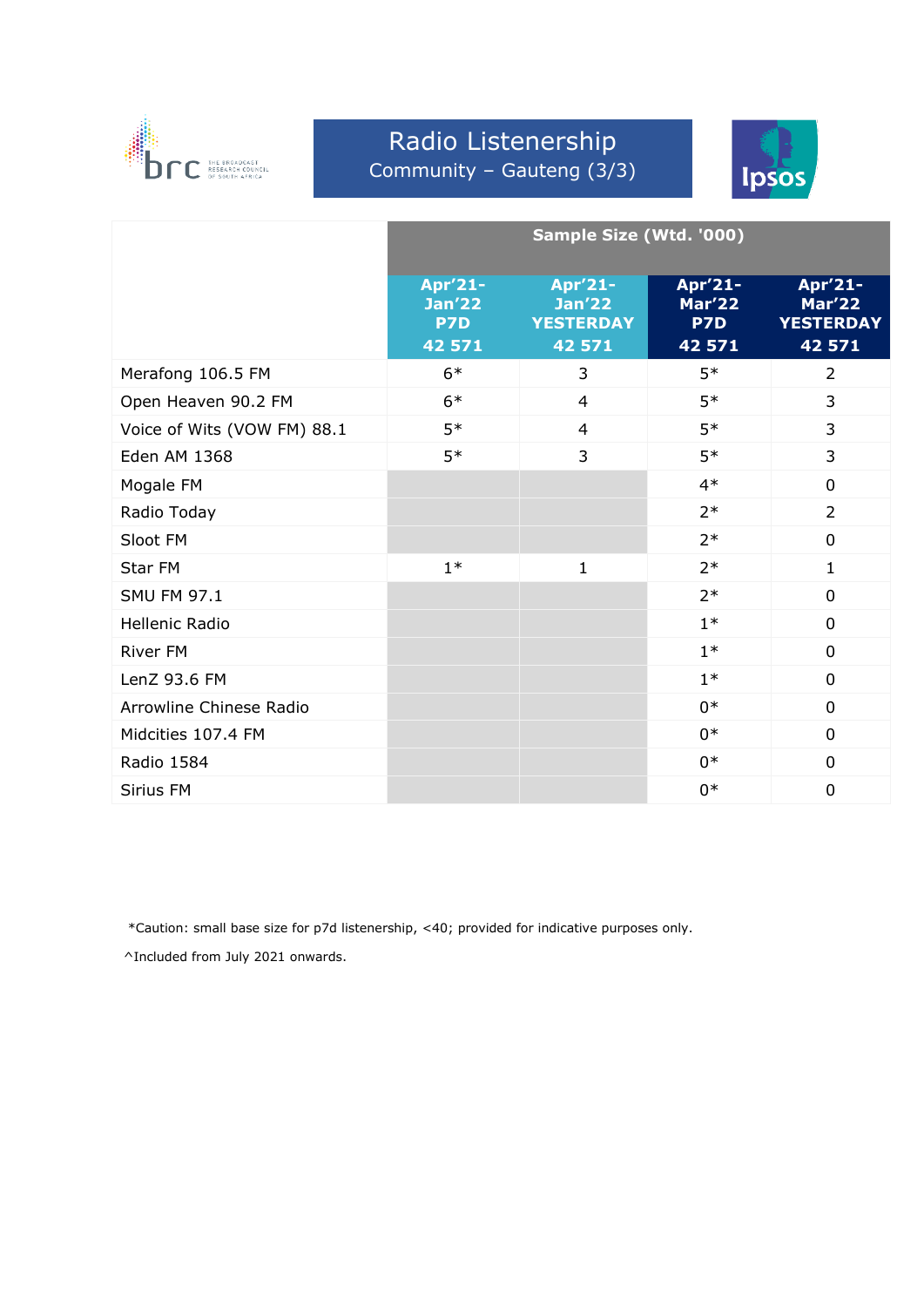# Radio Listenership

## Community – Gauteng (3/3)

| | Sample Size (Wtd. '000) | | | |
|---|---|---|---|---|
| | Apr'21-Jan'22 P7D 42 571 | Apr'21-Jan'22 YESTERDAY 42 571 | Apr'21-Mar'22 P7D 42 571 | Apr'21-Mar'22 YESTERDAY 42 571 |
| Merafong 106.5 FM | 6* | 3 | 5* | 2 |
| Open Heaven 90.2 FM | 6* | 4 | 5* | 3 |
| Voice of Wits (VOW FM) 88.1 | 5* | 4 | 5* | 3 |
| Eden AM 1368 | 5* | 3 | 5* | 3 |
| Mogale FM | | | 4* | 0 |
| Radio Today | | | 2* | 2 |
| Sloot FM | | | 2* | 0 |
| Star FM | 1* | 1 | 2* | 1 |
| SMU FM 97.1 | | | 2* | 0 |
| Hellenic Radio | | | 1* | 0 |
| River FM | | | 1* | 0 |
| LenZ 93.6 FM | | | 1* | 0 |
| Arrowline Chinese Radio | | | 0* | 0 |
| Midcities 107.4 FM | | | 0* | 0 |
| Radio 1584 | | | 0* | 0 |
| Sirius FM | | | 0* | 0 |

*Caution: small base size for p7d listenership, <40; provided for indicative purposes only.

^Included from July 2021 onwards.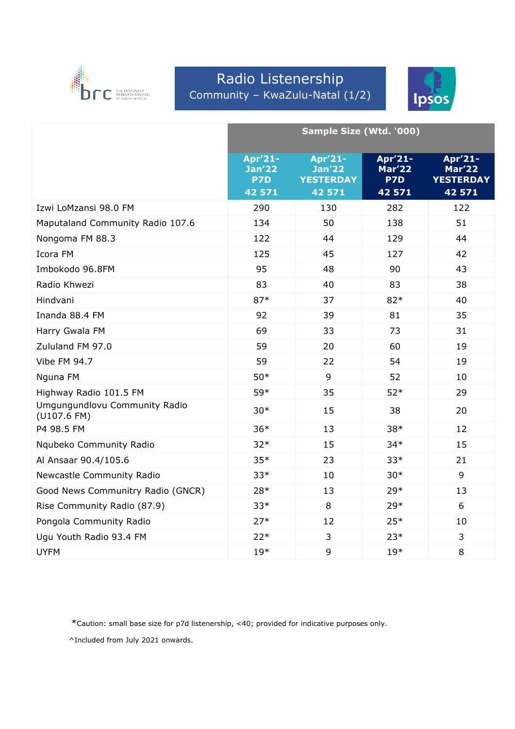# Radio Listenership

## Community – KwaZulu-Natal (1/2)

| | Sample Size (Wtd. '000) | | | |
|---|---|---|---|---|
| | Apr'21-Jan'22 P7D 42 571 | Apr'21-Jan'22 YESTERDAY 42 571 | Apr'21-Mar'22 P7D 42 571 | Apr'21-Mar'22 YESTERDAY 42 571 |
| Izwi LoMzansi 98.0 FM | 290 | 130 | 282 | 122 |
| Maputaland Community Radio 107.6 | 134 | 50 | 138 | 51 |
| Nongoma FM 88.3 | 122 | 44 | 129 | 44 |
| Icora FM | 125 | 45 | 127 | 42 |
| Imbokodo 96.8FM | 95 | 48 | 90 | 43 |
| Radio Khwezi | 83 | 40 | 83 | 38 |
| Hindvani | 87* | 37 | 82* | 40 |
| Inanda 88.4 FM | 92 | 39 | 81 | 35 |
| Harry Gwala FM | 69 | 33 | 73 | 31 |
| Zululand FM 97.0 | 59 | 20 | 60 | 19 |
| Vibe FM 94.7 | 59 | 22 | 54 | 19 |
| Nguna FM | 50* | 9 | 52 | 10 |
| Highway Radio 101.5 FM | 59* | 35 | 52* | 29 |
| Umgungundlovu Community Radio (U107.6 FM) | 30* | 15 | 38 | 20 |
| P4 98.5 FM | 36* | 13 | 38* | 12 |
| Nqubeko Community Radio | 32* | 15 | 34* | 15 |
| Al Ansaar 90.4/105.6 | 35* | 23 | 33* | 21 |
| Newcastle Community Radio | 33* | 10 | 30* | 9 |
| Good News Communitry Radio (GNCR) | 28* | 13 | 29* | 13 |
| Rise Community Radio (87.9) | 33* | 8 | 29* | 6 |
| Pongola Community Radio | 27* | 12 | 25* | 10 |
| Ugu Youth Radio 93.4 FM | 22* | 3 | 23* | 3 |
| UYFM | 19* | 9 | 19* | 8 |

*Caution: small base size for p7d listenership, <40; provided for indicative purposes only.

^Included from July 2021 onwards.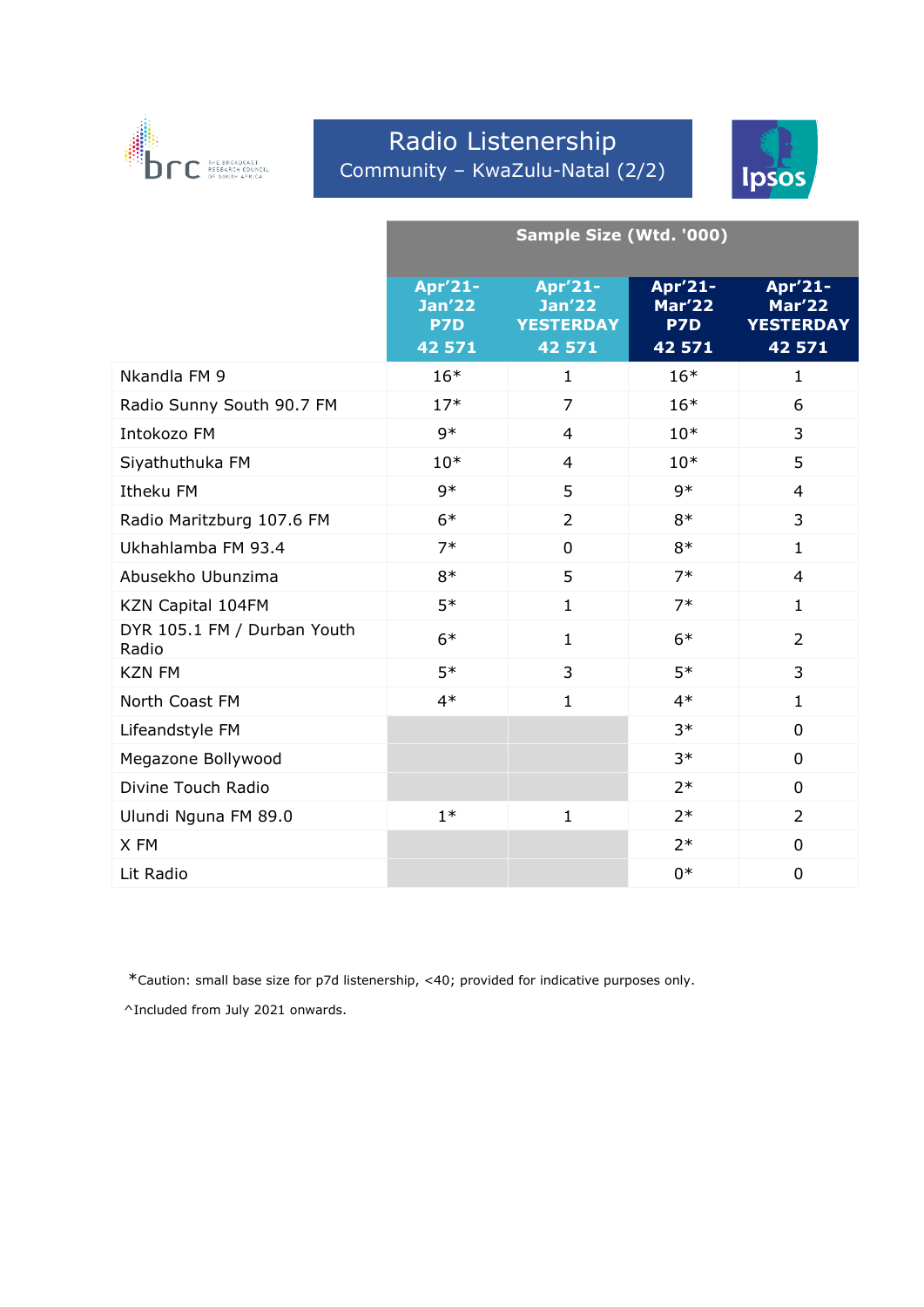# Radio Listenership

## Community – KwaZulu-Natal (2/2)

| | Sample Size (Wtd. '000) | | | |
|---|---|---|---|---|
| | Apr'21-Jan'22 P7D 42 571 | Apr'21-Jan'22 YESTERDAY 42 571 | Apr'21-Mar'22 P7D 42 571 | Apr'21-Mar'22 YESTERDAY 42 571 |
| Nkandla FM 9 | 16* | 1 | 16* | 1 |
| Radio Sunny South 90.7 FM | 17* | 7 | 16* | 6 |
| Intokozo FM | 9* | 4 | 10* | 3 |
| Siyathuthuka FM | 10* | 4 | 10* | 5 |
| Itheku FM | 9* | 5 | 9* | 4 |
| Radio Maritzburg 107.6 FM | 6* | 2 | 8* | 3 |
| Ukhahlamba FM 93.4 | 7* | 0 | 8* | 1 |
| Abusekho Ubunzima | 8* | 5 | 7* | 4 |
| KZN Capital 104FM | 5* | 1 | 7* | 1 |
| DYR 105.1 FM / Durban Youth Radio | 6* | 1 | 6* | 2 |
| KZN FM | 5* | 3 | 5* | 3 |
| North Coast FM | 4* | 1 | 4* | 1 |
| Lifeandstyle FM | | | 3* | 0 |
| Megazone Bollywood | | | 3* | 0 |
| Divine Touch Radio | | | 2* | 0 |
| Ulundi Nguna FM 89.0 | 1* | 1 | 2* | 2 |
| X FM | | | 2* | 0 |
| Lit Radio | | | 0* | 0 |

*Caution: small base size for p7d listenership, <40; provided for indicative purposes only.

^Included from July 2021 onwards.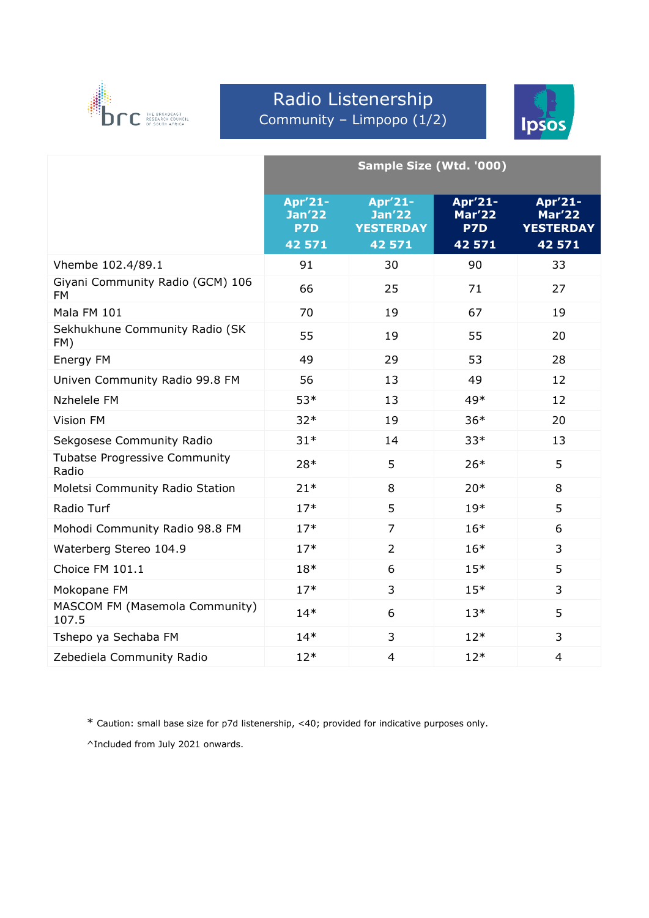# Radio Listenership

## Community – Limpopo (1/2)

| | Sample Size (Wtd. '000) | | | |
|---|---|---|---|---|
| | Apr'21-Jan'22 P7D 42 571 | Apr'21-Jan'22 YESTERDAY 42 571 | Apr'21-Mar'22 P7D 42 571 | Apr'21-Mar'22 YESTERDAY 42 571 |
| Vhembe 102.4/89.1 | 91 | 30 | 90 | 33 |
| Giyani Community Radio (GCM) 106 FM | 66 | 25 | 71 | 27 |
| Mala FM 101 | 70 | 19 | 67 | 19 |
| Sekhukhune Community Radio (SK FM) | 55 | 19 | 55 | 20 |
| Energy FM | 49 | 29 | 53 | 28 |
| Univen Community Radio 99.8 FM | 56 | 13 | 49 | 12 |
| Nzhelele FM | 53* | 13 | 49* | 12 |
| Vision FM | 32* | 19 | 36* | 20 |
| Sekgosese Community Radio | 31* | 14 | 33* | 13 |
| Tubatse Progressive Community Radio | 28* | 5 | 26* | 5 |
| Moletsi Community Radio Station | 21* | 8 | 20* | 8 |
| Radio Turf | 17* | 5 | 19* | 5 |
| Mohodi Community Radio 98.8 FM | 17* | 7 | 16* | 6 |
| Waterberg Stereo 104.9 | 17* | 2 | 16* | 3 |
| Choice FM 101.1 | 18* | 6 | 15* | 5 |
| Mokopane FM | 17* | 3 | 15* | 3 |
| MASCOM FM (Masemola Community) 107.5 | 14* | 6 | 13* | 5 |
| Tshepo ya Sechaba FM | 14* | 3 | 12* | 3 |
| Zebediela Community Radio | 12* | 4 | 12* | 4 |

* Caution: small base size for p7d listenership, <40; provided for indicative purposes only.

^Included from July 2021 onwards.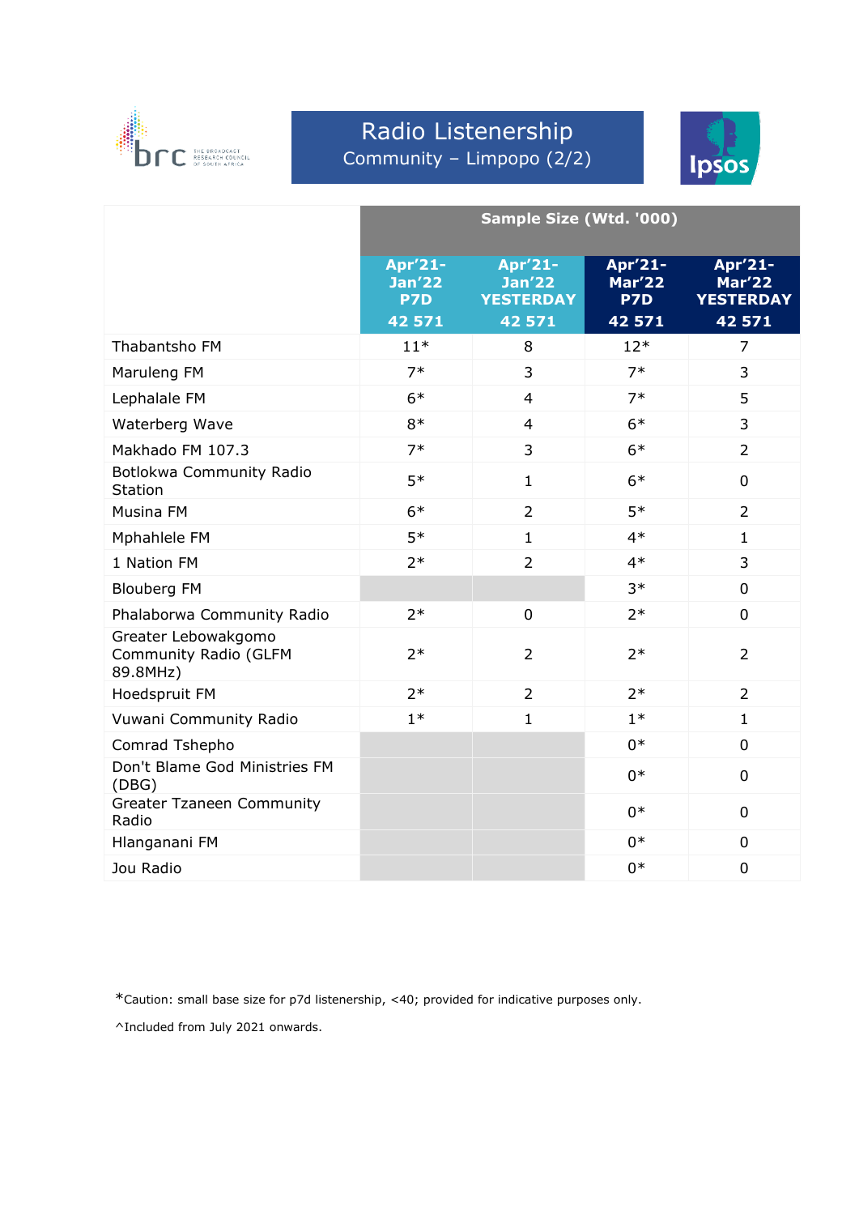# Radio Listenership

## Community – Limpopo (2/2)

| | Sample Size (Wtd. '000) | | | |
|---|---|---|---|---|
| | Apr'21-Jan'22 P7D 42 571 | Apr'21-Jan'22 YESTERDAY 42 571 | Apr'21-Mar'22 P7D 42 571 | Apr'21-Mar'22 YESTERDAY 42 571 |
| Thabantsho FM | 11* | 8 | 12* | 7 |
| Maruleng FM | 7* | 3 | 7* | 3 |
| Lephalale FM | 6* | 4 | 7* | 5 |
| Waterberg Wave | 8* | 4 | 6* | 3 |
| Makhado FM 107.3 | 7* | 3 | 6* | 2 |
| Botlokwa Community Radio Station | 5* | 1 | 6* | 0 |
| Musina FM | 6* | 2 | 5* | 2 |
| Mphahlele FM | 5* | 1 | 4* | 1 |
| 1 Nation FM | 2* | 2 | 4* | 3 |
| Blouberg FM | | | 3* | 0 |
| Phalaborwa Community Radio | 2* | 0 | 2* | 0 |
| Greater Lebowakgomo Community Radio (GLFM 89.8MHz) | 2* | 2 | 2* | 2 |
| Hoedspruit FM | 2* | 2 | 2* | 2 |
| Vuwani Community Radio | 1* | 1 | 1* | 1 |
| Comrad Tshepho | | | 0* | 0 |
| Don't Blame God Ministries FM (DBG) | | | 0* | 0 |
| Greater Tzaneen Community Radio | | | 0* | 0 |
| Hlanganani FM | | | 0* | 0 |
| Jou Radio | | | 0* | 0 |

*Caution: small base size for p7d listenership, <40; provided for indicative purposes only.

^Included from July 2021 onwards.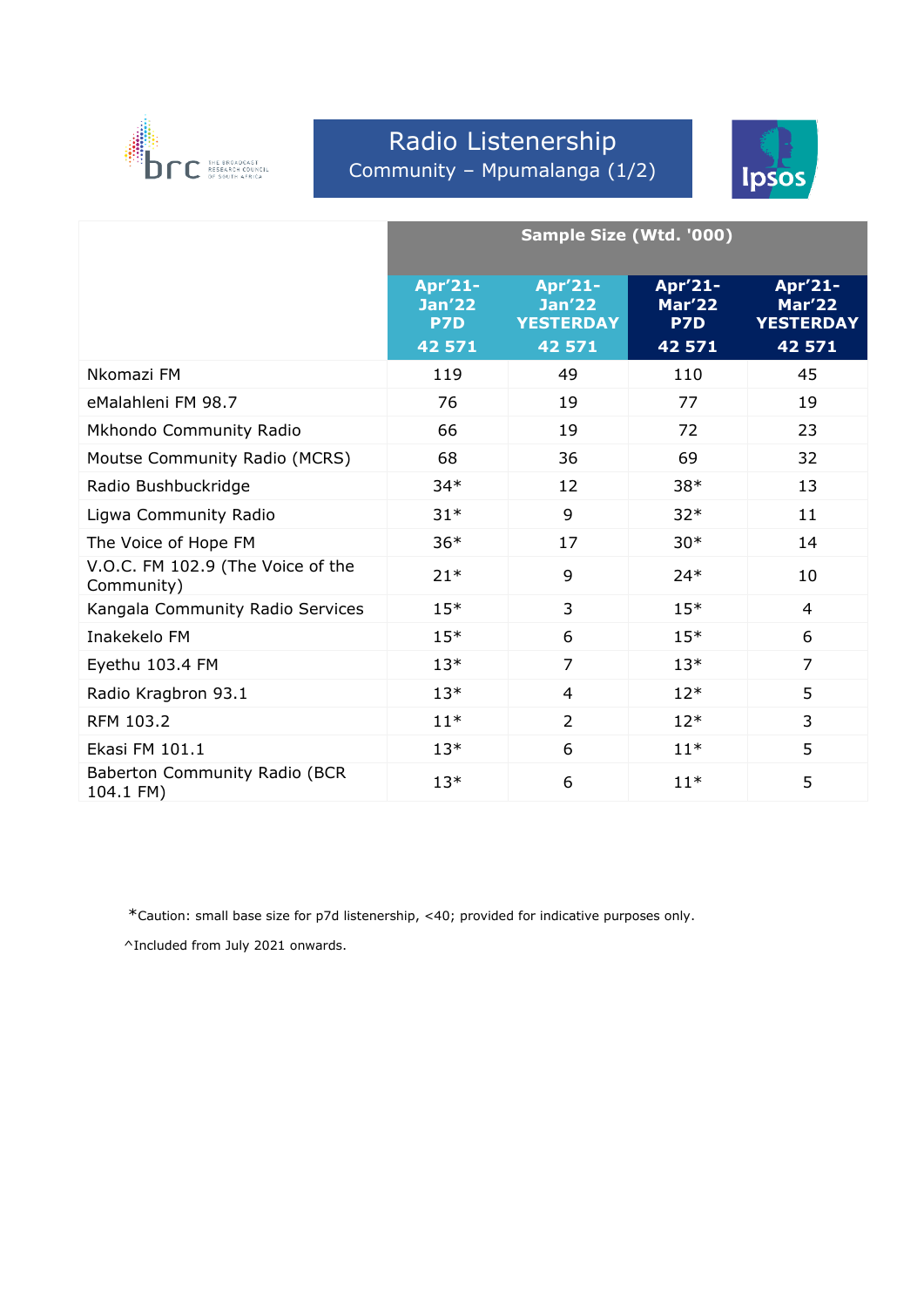# Radio Listenership

## Community – Mpumalanga (1/2)

| | Sample Size (Wtd. '000) | | | |
|---|---|---|---|---|
| | Apr'21-Jan'22 P7D | Apr'21-Jan'22 YESTERDAY | Apr'21-Mar'22 P7D | Apr'21-Mar'22 YESTERDAY |
| | 42 571 | 42 571 | 42 571 | 42 571 |
| Nkomazi FM | 119 | 49 | 110 | 45 |
| eMalahleni FM 98.7 | 76 | 19 | 77 | 19 |
| Mkhondo Community Radio | 66 | 19 | 72 | 23 |
| Moutse Community Radio (MCRS) | 68 | 36 | 69 | 32 |
| Radio Bushbuckridge | 34* | 12 | 38* | 13 |
| Ligwa Community Radio | 31* | 9 | 32* | 11 |
| The Voice of Hope FM | 36* | 17 | 30* | 14 |
| V.O.C. FM 102.9 (The Voice of the Community) | 21* | 9 | 24* | 10 |
| Kangala Community Radio Services | 15* | 3 | 15* | 4 |
| Inakekelo FM | 15* | 6 | 15* | 6 |
| Eyethu 103.4 FM | 13* | 7 | 13* | 7 |
| Radio Kragbron 93.1 | 13* | 4 | 12* | 5 |
| RFM 103.2 | 11* | 2 | 12* | 3 |
| Ekasi FM 101.1 | 13* | 6 | 11* | 5 |
| Baberton Community Radio (BCR 104.1 FM) | 13* | 6 | 11* | 5 |

*Caution: small base size for p7d listenership, <40; provided for indicative purposes only.

^Included from July 2021 onwards.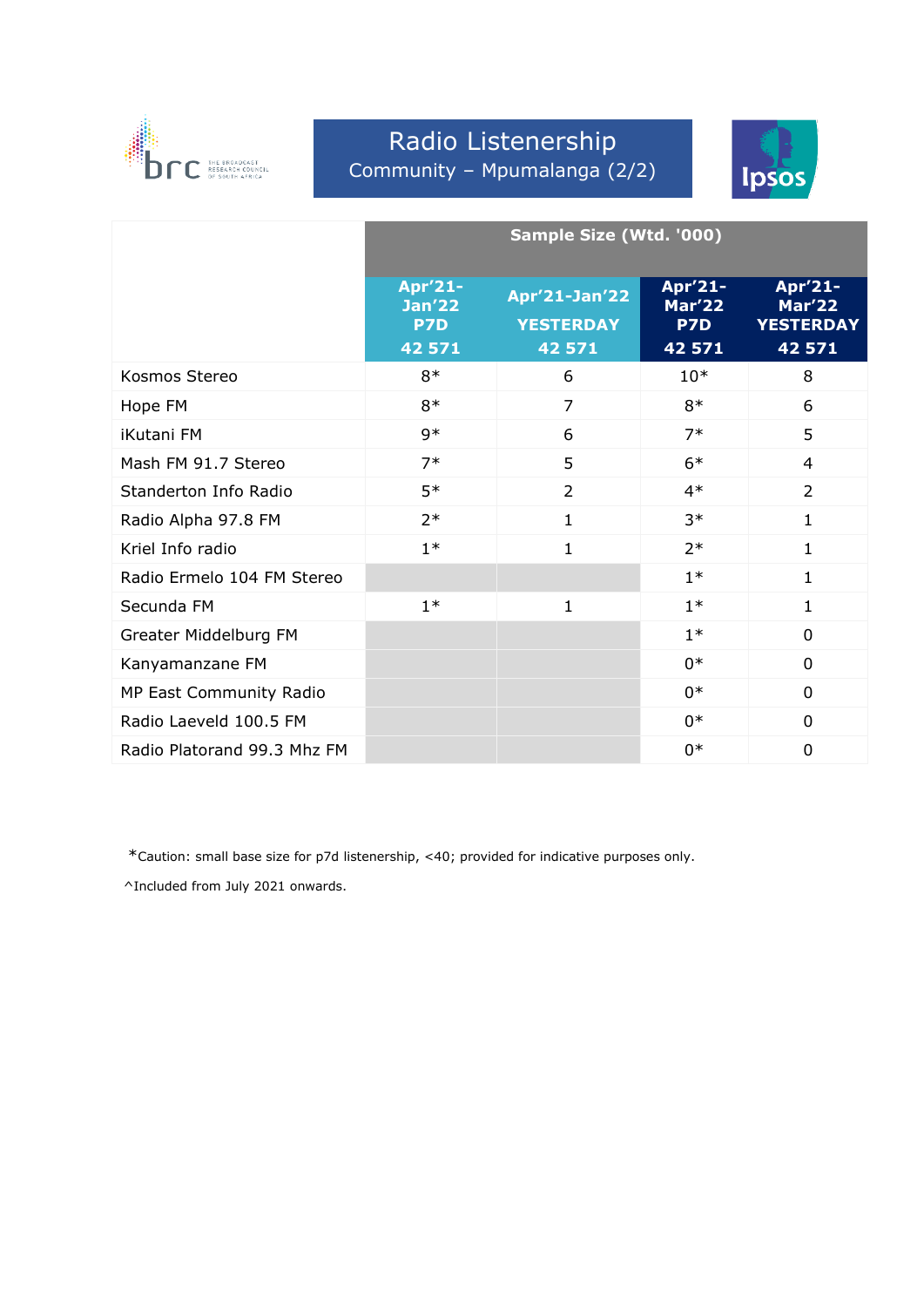# Radio Listenership

## Community – Mpumalanga (2/2)

| | Sample Size (Wtd. '000) | | | |
|---|---|---|---|---|
| | Apr'21-Jan'22 P7D 42 571 | Apr'21-Jan'22 YESTERDAY 42 571 | Apr'21-Mar'22 P7D 42 571 | Apr'21-Mar'22 YESTERDAY 42 571 |
| Kosmos Stereo | 8* | 6 | 10* | 8 |
| Hope FM | 8* | 7 | 8* | 6 |
| iKutani FM | 9* | 6 | 7* | 5 |
| Mash FM 91.7 Stereo | 7* | 5 | 6* | 4 |
| Standerton Info Radio | 5* | 2 | 4* | 2 |
| Radio Alpha 97.8 FM | 2* | 1 | 3* | 1 |
| Kriel Info radio | 1* | 1 | 2* | 1 |
| Radio Ermelo 104 FM Stereo | | | 1* | 1 |
| Secunda FM | 1* | 1 | 1* | 1 |
| Greater Middelburg FM | | | 1* | 0 |
| Kanyamanzane FM | | | 0* | 0 |
| MP East Community Radio | | | 0* | 0 |
| Radio Laeveld 100.5 FM | | | 0* | 0 |
| Radio Platorand 99.3 Mhz FM | | | 0* | 0 |

*Caution: small base size for p7d listenership, <40; provided for indicative purposes only.

^Included from July 2021 onwards.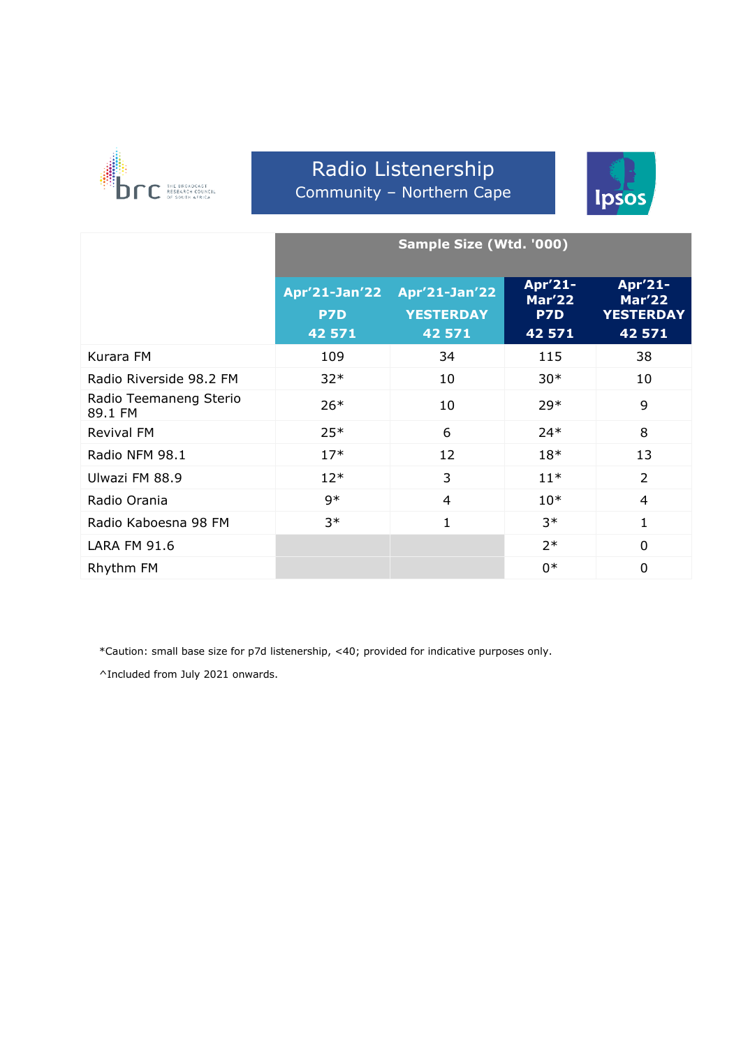# Radio Listenership

## Community – Northern Cape

| | Sample Size (Wtd. '000) | | | |
|---|---|---|---|---|
| | Apr'21-Jan'22 P7D 42 571 | Apr'21-Jan'22 YESTERDAY 42 571 | Apr'21-Mar'22 P7D 42 571 | Apr'21-Mar'22 YESTERDAY 42 571 |
| Kurara FM | 109 | 34 | 115 | 38 |
| Radio Riverside 98.2 FM | 32* | 10 | 30* | 10 |
| Radio Teemaneng Sterio 89.1 FM | 26* | 10 | 29* | 9 |
| Revival FM | 25* | 6 | 24* | 8 |
| Radio NFM 98.1 | 17* | 12 | 18* | 13 |
| Ulwazi FM 88.9 | 12* | 3 | 11* | 2 |
| Radio Orania | 9* | 4 | 10* | 4 |
| Radio Kaboesna 98 FM | 3* | 1 | 3* | 1 |
| LARA FM 91.6 | | | 2* | 0 |
| Rhythm FM | | | 0* | 0 |

*Caution: small base size for p7d listenership, <40; provided for indicative purposes only.

^Included from July 2021 onwards.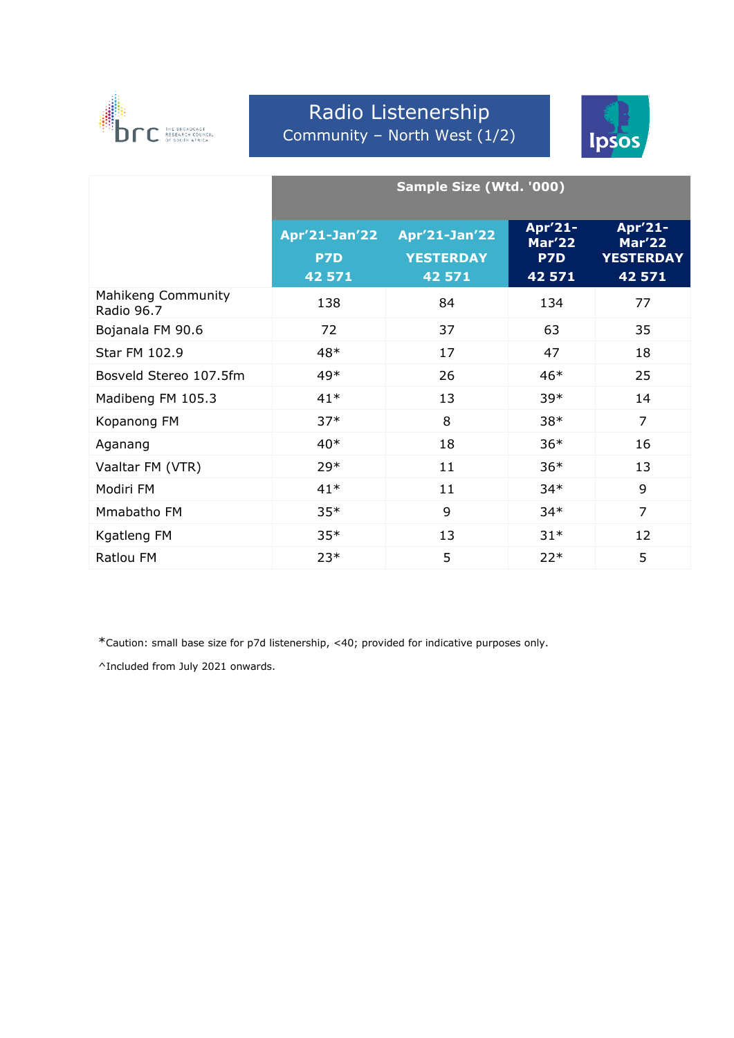# Radio Listenership

## Community – North West (1/2)

| | Sample Size (Wtd. '000) | | | |
|---|---|---|---|---|
| | Apr'21-Jan'22 P7D 42 571 | Apr'21-Jan'22 YESTERDAY 42 571 | Apr'21-Mar'22 P7D 42 571 | Apr'21-Mar'22 YESTERDAY 42 571 |
| Mahikeng Community Radio 96.7 | 138 | 84 | 134 | 77 |
| Bojanala FM 90.6 | 72 | 37 | 63 | 35 |
| Star FM 102.9 | 48* | 17 | 47 | 18 |
| Bosveld Stereo 107.5fm | 49* | 26 | 46* | 25 |
| Madibeng FM 105.3 | 41* | 13 | 39* | 14 |
| Kopanong FM | 37* | 8 | 38* | 7 |
| Aganang | 40* | 18 | 36* | 16 |
| Vaaltar FM (VTR) | 29* | 11 | 36* | 13 |
| Modiri FM | 41* | 11 | 34* | 9 |
| Mmabatho FM | 35* | 9 | 34* | 7 |
| Kgatleng FM | 35* | 13 | 31* | 12 |
| Ratlou FM | 23* | 5 | 22* | 5 |

*Caution: small base size for p7d listenership, <40; provided for indicative purposes only.

^Included from July 2021 onwards.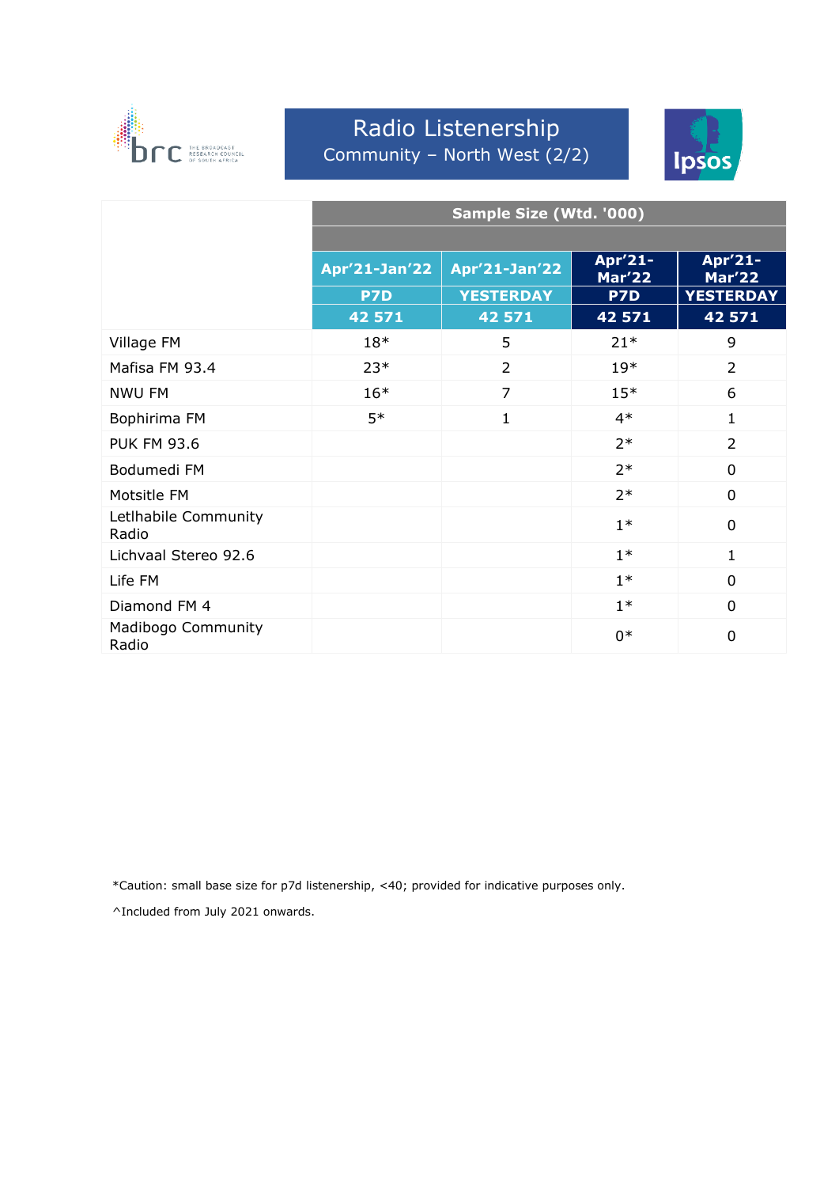# Radio Listenership

## Community – North West (2/2)

| | Sample Size (Wtd. '000) | | | |
|---|---|---|---|---|
| | Apr'21-Jan'22 | Apr'21-Jan'22 | Apr'21-Mar'22 | Apr'21-Mar'22 |
| | P7D | YESTERDAY | P7D | YESTERDAY |
| | 42 571 | 42 571 | 42 571 | 42 571 |
| Village FM | 18* | 5 | 21* | 9 |
| Mafisa FM 93.4 | 23* | 2 | 19* | 2 |
| NWU FM | 16* | 7 | 15* | 6 |
| Bophirima FM | 5* | 1 | 4* | 1 |
| PUK FM 93.6 | | | 2* | 2 |
| Bodumedi FM | | | 2* | 0 |
| Motsitle FM | | | 2* | 0 |
| Letlhabile Community Radio | | | 1* | 0 |
| Lichvaal Stereo 92.6 | | | 1* | 1 |
| Life FM | | | 1* | 0 |
| Diamond FM 4 | | | 1* | 0 |
| Madibogo Community Radio | | | 0* | 0 |

*Caution: small base size for p7d listenership, <40; provided for indicative purposes only.

^Included from July 2021 onwards.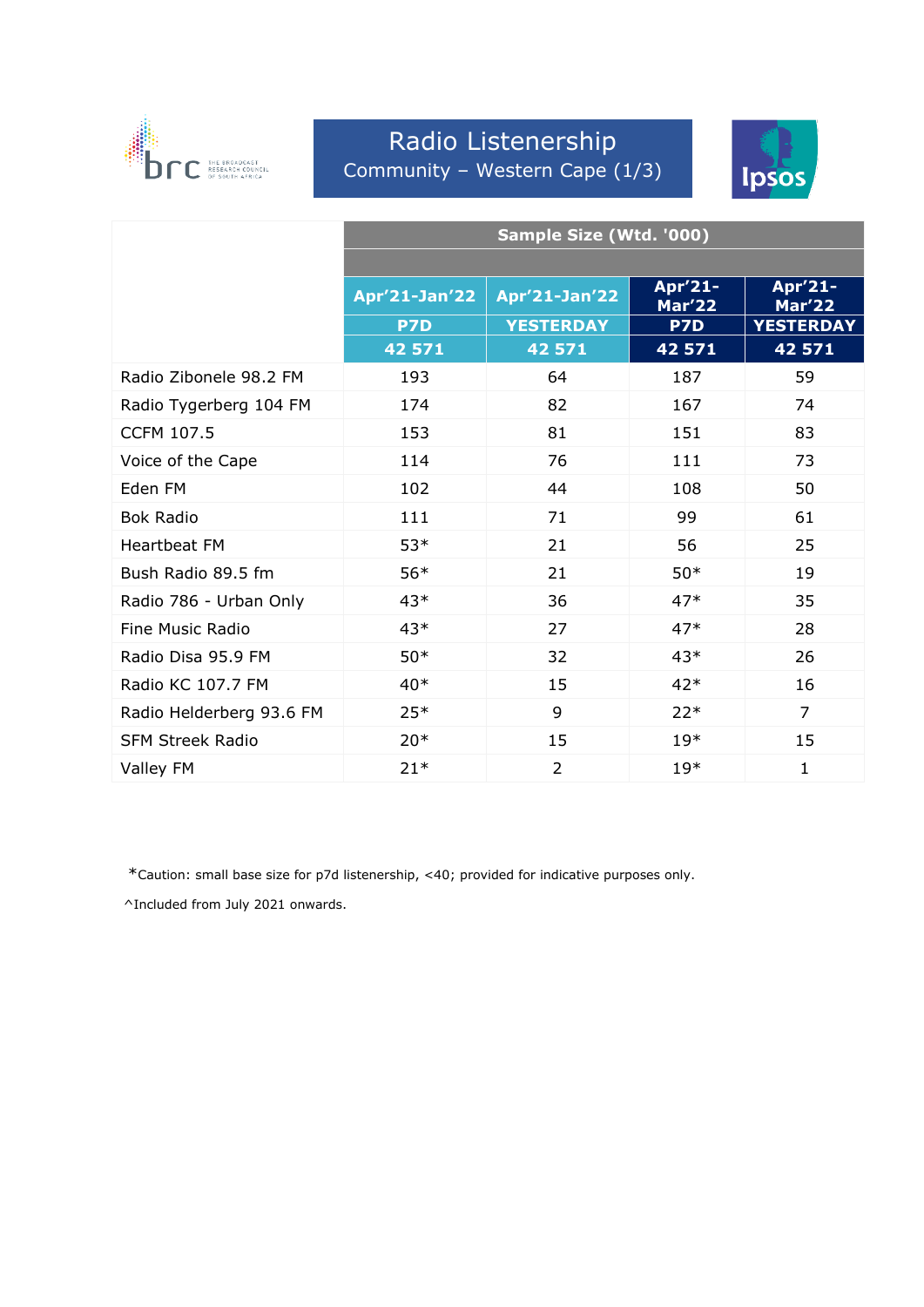# Radio Listenership

## Community – Western Cape (1/3)

| | Sample Size (Wtd. '000) | | | |
|---|---|---|---|---|
| | Apr'21-Jan'22 | Apr'21-Jan'22 | Apr'21-Mar'22 | Apr'21-Mar'22 |
| | P7D | YESTERDAY | P7D | YESTERDAY |
| | 42 571 | 42 571 | 42 571 | 42 571 |
| Radio Zibonele 98.2 FM | 193 | 64 | 187 | 59 |
| Radio Tygerberg 104 FM | 174 | 82 | 167 | 74 |
| CCFM 107.5 | 153 | 81 | 151 | 83 |
| Voice of the Cape | 114 | 76 | 111 | 73 |
| Eden FM | 102 | 44 | 108 | 50 |
| Bok Radio | 111 | 71 | 99 | 61 |
| Heartbeat FM | 53* | 21 | 56 | 25 |
| Bush Radio 89.5 fm | 56* | 21 | 50* | 19 |
| Radio 786 - Urban Only | 43* | 36 | 47* | 35 |
| Fine Music Radio | 43* | 27 | 47* | 28 |
| Radio Disa 95.9 FM | 50* | 32 | 43* | 26 |
| Radio KC 107.7 FM | 40* | 15 | 42* | 16 |
| Radio Helderberg 93.6 FM | 25* | 9 | 22* | 7 |
| SFM Streek Radio | 20* | 15 | 19* | 15 |
| Valley FM | 21* | 2 | 19* | 1 |

*Caution: small base size for p7d listenership, <40; provided for indicative purposes only.

^Included from July 2021 onwards.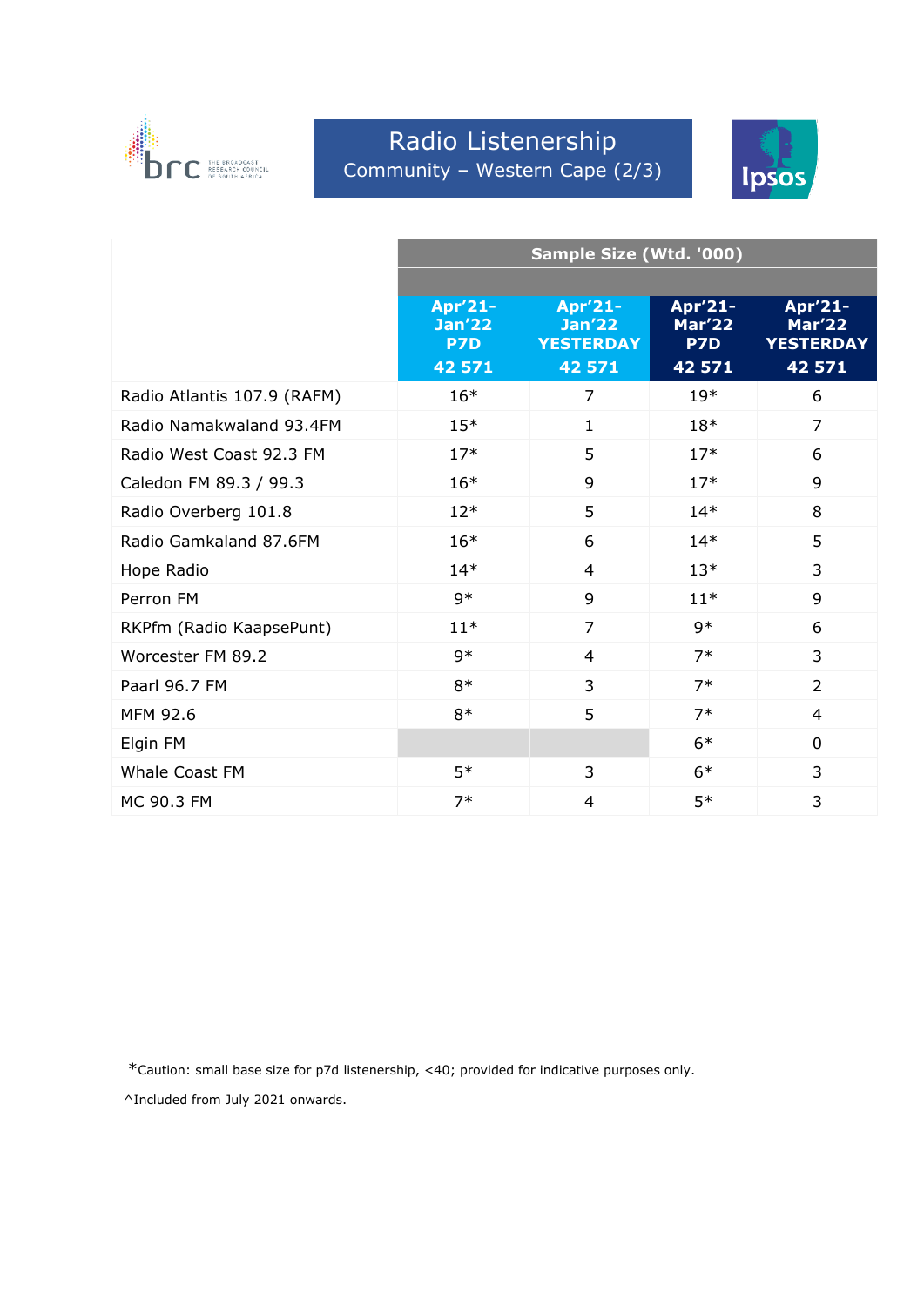# Radio Listenership

## Community – Western Cape (2/3)

| | Sample Size (Wtd. '000) | | | |
|---|---|---|---|---|
| | Apr'21-Jan'22 P7D 42 571 | Apr'21-Jan'22 YESTERDAY 42 571 | Apr'21-Mar'22 P7D 42 571 | Apr'21-Mar'22 YESTERDAY 42 571 |
| Radio Atlantis 107.9 (RAFM) | 16* | 7 | 19* | 6 |
| Radio Namakwaland 93.4FM | 15* | 1 | 18* | 7 |
| Radio West Coast 92.3 FM | 17* | 5 | 17* | 6 |
| Caledon FM 89.3 / 99.3 | 16* | 9 | 17* | 9 |
| Radio Overberg 101.8 | 12* | 5 | 14* | 8 |
| Radio Gamkaland 87.6FM | 16* | 6 | 14* | 5 |
| Hope Radio | 14* | 4 | 13* | 3 |
| Perron FM | 9* | 9 | 11* | 9 |
| RKPfm (Radio KaapsePunt) | 11* | 7 | 9* | 6 |
| Worcester FM 89.2 | 9* | 4 | 7* | 3 |
| Paarl 96.7 FM | 8* | 3 | 7* | 2 |
| MFM 92.6 | 8* | 5 | 7* | 4 |
| Elgin FM | | | 6* | 0 |
| Whale Coast FM | 5* | 3 | 6* | 3 |
| MC 90.3 FM | 7* | 4 | 5* | 3 |

*Caution: small base size for p7d listenership, <40; provided for indicative purposes only.

^Included from July 2021 onwards.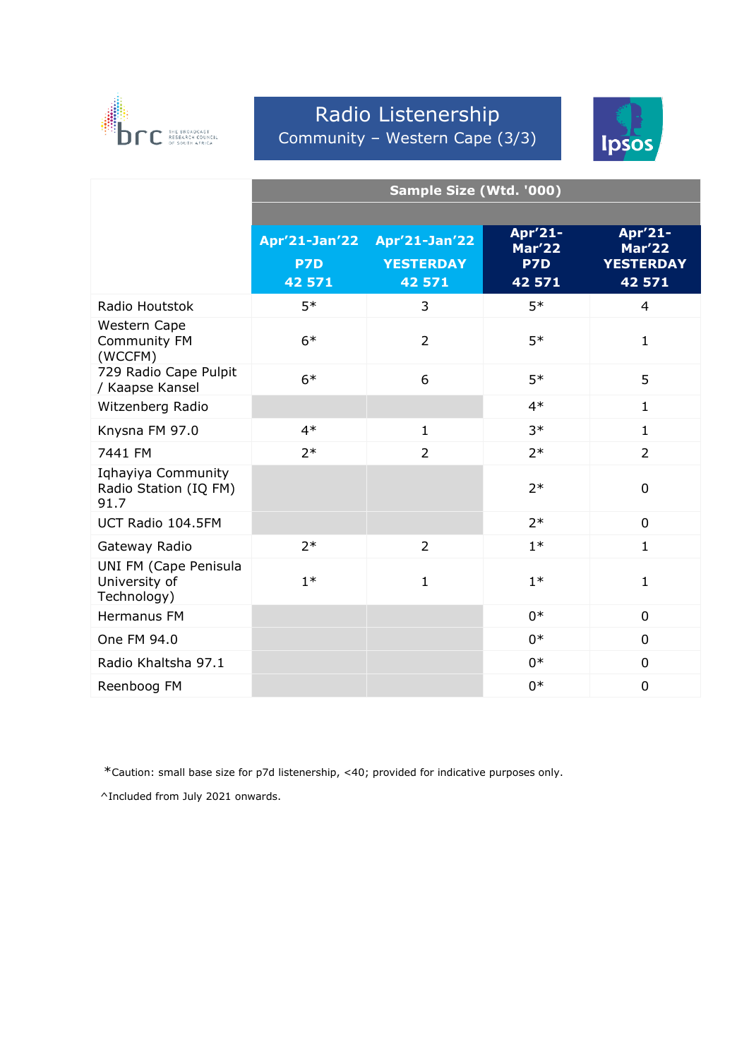# Radio Listenership

## Community – Western Cape (3/3)

| | Sample Size (Wtd. '000) | | | |
|---|---|---|---|---|
| | Apr'21-Jan'22 P7D 42 571 | Apr'21-Jan'22 YESTERDAY 42 571 | Apr'21-Mar'22 P7D 42 571 | Apr'21-Mar'22 YESTERDAY 42 571 |
| Radio Houtstok | 5* | 3 | 5* | 4 |
| Western Cape Community FM (WCCFM) | 6* | 2 | 5* | 1 |
| 729 Radio Cape Pulpit / Kaapse Kansel | 6* | 6 | 5* | 5 |
| Witzenberg Radio | | | 4* | 1 |
| Knysna FM 97.0 | 4* | 1 | 3* | 1 |
| 7441 FM | 2* | 2 | 2* | 2 |
| Iqhayiya Community Radio Station (IQ FM) 91.7 | | | 2* | 0 |
| UCT Radio 104.5FM | | | 2* | 0 |
| Gateway Radio | 2* | 2 | 1* | 1 |
| UNI FM (Cape Penisula University of Technology) | 1* | 1 | 1* | 1 |
| Hermanus FM | | | 0* | 0 |
| One FM 94.0 | | | 0* | 0 |
| Radio Khaltsha 97.1 | | | 0* | 0 |
| Reenboog FM | | | 0* | 0 |

*Caution: small base size for p7d listenership, <40; provided for indicative purposes only.

^Included from July 2021 onwards.